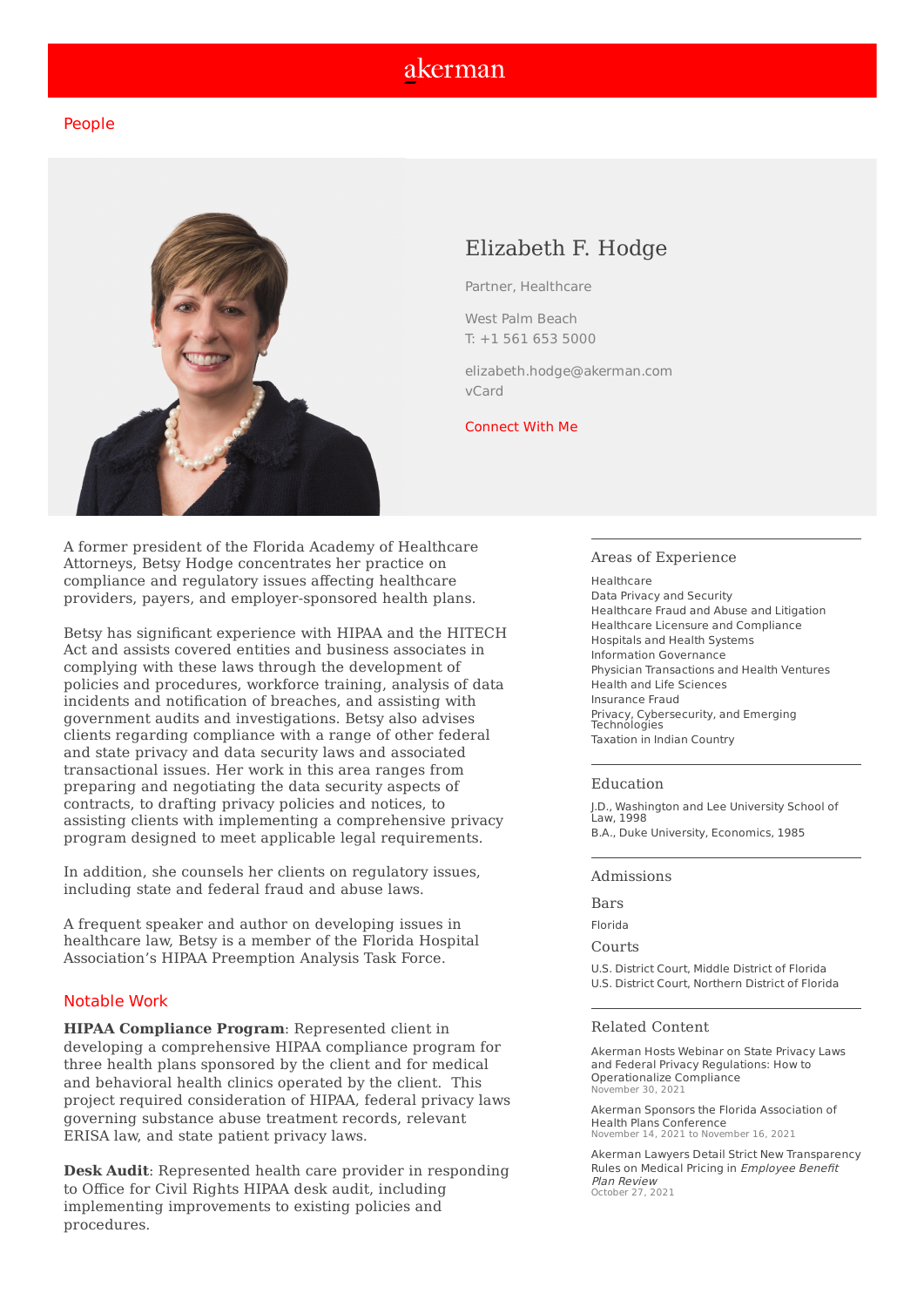akerman

People

# Elizabeth F. Hodge

Partner, Healthcare

West Palm Beach
T: +1 561 653 5000

elizabeth.hodge@akerman.com
vCard

Connect With Me

A former president of the Florida Academy of Healthcare Attorneys, Betsy Hodge concentrates her practice on compliance and regulatory issues affecting healthcare providers, payers, and employer-sponsored health plans.

Betsy has significant experience with HIPAA and the HITECH Act and assists covered entities and business associates in complying with these laws through the development of policies and procedures, workforce training, analysis of data incidents and notification of breaches, and assisting with government audits and investigations. Betsy also advises clients regarding compliance with a range of other federal and state privacy and data security laws and associated transactional issues. Her work in this area ranges from preparing and negotiating the data security aspects of contracts, to drafting privacy policies and notices, to assisting clients with implementing a comprehensive privacy program designed to meet applicable legal requirements.

In addition, she counsels her clients on regulatory issues, including state and federal fraud and abuse laws.

A frequent speaker and author on developing issues in healthcare law, Betsy is a member of the Florida Hospital Association's HIPAA Preemption Analysis Task Force.

## Notable Work

**HIPAA Compliance Program**: Represented client in developing a comprehensive HIPAA compliance program for three health plans sponsored by the client and for medical and behavioral health clinics operated by the client. This project required consideration of HIPAA, federal privacy laws governing substance abuse treatment records, relevant ERISA law, and state patient privacy laws.

**Desk Audit**: Represented health care provider in responding to Office for Civil Rights HIPAA desk audit, including implementing improvements to existing policies and procedures.

## Areas of Experience

Healthcare
Data Privacy and Security
Healthcare Fraud and Abuse and Litigation
Healthcare Licensure and Compliance
Hospitals and Health Systems
Information Governance
Physician Transactions and Health Ventures
Health and Life Sciences
Insurance Fraud
Privacy, Cybersecurity, and Emerging Technologies
Taxation in Indian Country

## Education

J.D., Washington and Lee University School of Law, 1998
B.A., Duke University, Economics, 1985

## Admissions

### Bars

Florida

### Courts

U.S. District Court, Middle District of Florida
U.S. District Court, Northern District of Florida

## Related Content

Akerman Hosts Webinar on State Privacy Laws and Federal Privacy Regulations: How to Operationalize Compliance
November 30, 2021

Akerman Sponsors the Florida Association of Health Plans Conference
November 14, 2021 to November 16, 2021

Akerman Lawyers Detail Strict New Transparency Rules on Medical Pricing in *Employee Benefit Plan Review*
October 27, 2021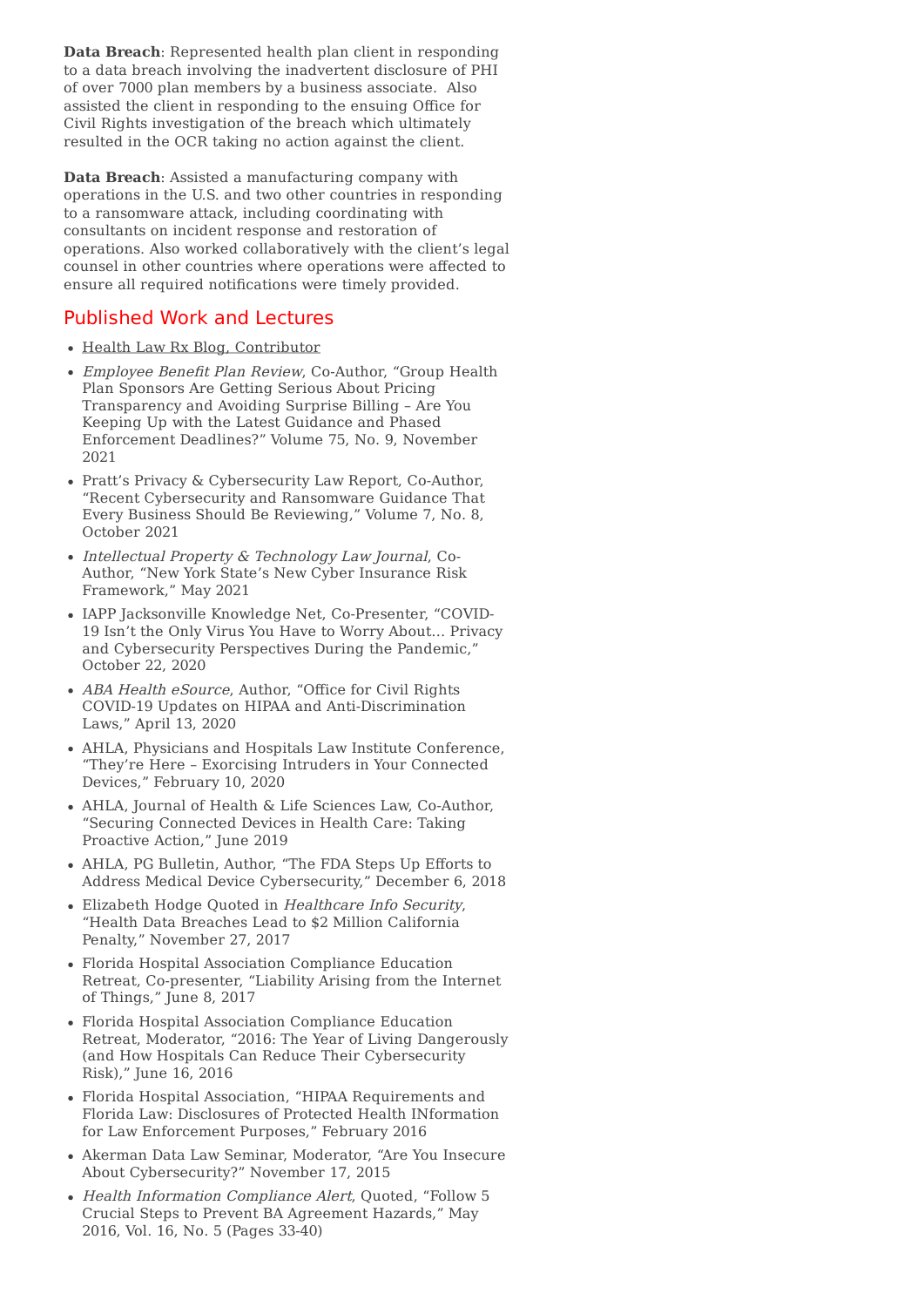**Data Breach**: Represented health plan client in responding to a data breach involving the inadvertent disclosure of PHI of over 7000 plan members by a business associate. Also assisted the client in responding to the ensuing Office for Civil Rights investigation of the breach which ultimately resulted in the OCR taking no action against the client.

**Data Breach**: Assisted a manufacturing company with operations in the U.S. and two other countries in responding to a ransomware attack, including coordinating with consultants on incident response and restoration of operations. Also worked collaboratively with the client's legal counsel in other countries where operations were affected to ensure all required notifications were timely provided.

## Published Work and Lectures

- Health Law Rx Blog, Contributor
- *Employee Benefit Plan Review*, Co-Author, "Group Health Plan Sponsors Are Getting Serious About Pricing Transparency and Avoiding Surprise Billing – Are You Keeping Up with the Latest Guidance and Phased Enforcement Deadlines?" Volume 75, No. 9, November 2021
- Pratt's Privacy & Cybersecurity Law Report, Co-Author, "Recent Cybersecurity and Ransomware Guidance That Every Business Should Be Reviewing," Volume 7, No. 8, October 2021
- *Intellectual Property & Technology Law Journal*, Co-Author, "New York State's New Cyber Insurance Risk Framework," May 2021
- IAPP Jacksonville Knowledge Net, Co-Presenter, "COVID-19 Isn't the Only Virus You Have to Worry About... Privacy and Cybersecurity Perspectives During the Pandemic," October 22, 2020
- *ABA Health eSource*, Author, "Office for Civil Rights COVID-19 Updates on HIPAA and Anti-Discrimination Laws," April 13, 2020
- AHLA, Physicians and Hospitals Law Institute Conference, "They're Here – Exorcising Intruders in Your Connected Devices," February 10, 2020
- AHLA, Journal of Health & Life Sciences Law, Co-Author, "Securing Connected Devices in Health Care: Taking Proactive Action," June 2019
- AHLA, PG Bulletin, Author, "The FDA Steps Up Efforts to Address Medical Device Cybersecurity," December 6, 2018
- Elizabeth Hodge Quoted in *Healthcare Info Security*, "Health Data Breaches Lead to $2 Million California Penalty," November 27, 2017
- Florida Hospital Association Compliance Education Retreat, Co-presenter, "Liability Arising from the Internet of Things," June 8, 2017
- Florida Hospital Association Compliance Education Retreat, Moderator, "2016: The Year of Living Dangerously (and How Hospitals Can Reduce Their Cybersecurity Risk)," June 16, 2016
- Florida Hospital Association, "HIPAA Requirements and Florida Law: Disclosures of Protected Health INformation for Law Enforcement Purposes," February 2016
- Akerman Data Law Seminar, Moderator, "Are You Insecure About Cybersecurity?" November 17, 2015
- *Health Information Compliance Alert*, Quoted, "Follow 5 Crucial Steps to Prevent BA Agreement Hazards," May 2016, Vol. 16, No. 5 (Pages 33-40)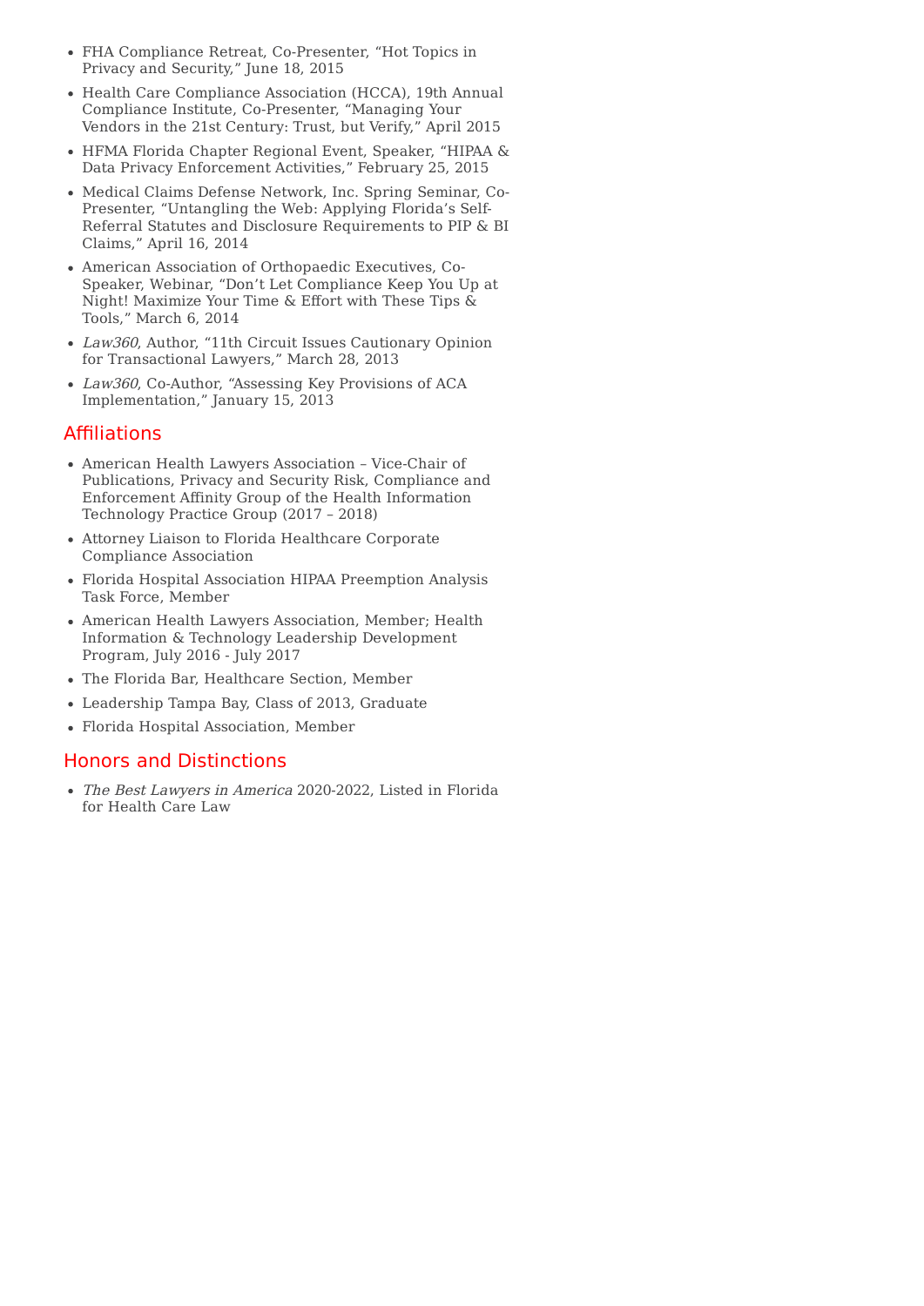- FHA Compliance Retreat, Co-Presenter, "Hot Topics in Privacy and Security," June 18, 2015
- Health Care Compliance Association (HCCA), 19th Annual Compliance Institute, Co-Presenter, "Managing Your Vendors in the 21st Century: Trust, but Verify," April 2015
- HFMA Florida Chapter Regional Event, Speaker, "HIPAA & Data Privacy Enforcement Activities," February 25, 2015
- Medical Claims Defense Network, Inc. Spring Seminar, Co-Presenter, "Untangling the Web: Applying Florida's Self-Referral Statutes and Disclosure Requirements to PIP & BI Claims," April 16, 2014
- American Association of Orthopaedic Executives, Co-Speaker, Webinar, "Don't Let Compliance Keep You Up at Night! Maximize Your Time & Effort with These Tips & Tools," March 6, 2014
- *Law360*, Author, "11th Circuit Issues Cautionary Opinion for Transactional Lawyers," March 28, 2013
- *Law360*, Co-Author, "Assessing Key Provisions of ACA Implementation," January 15, 2013

## Affiliations

- American Health Lawyers Association – Vice-Chair of Publications, Privacy and Security Risk, Compliance and Enforcement Affinity Group of the Health Information Technology Practice Group (2017 – 2018)
- Attorney Liaison to Florida Healthcare Corporate Compliance Association
- Florida Hospital Association HIPAA Preemption Analysis Task Force, Member
- American Health Lawyers Association, Member; Health Information & Technology Leadership Development Program, July 2016 - July 2017
- The Florida Bar, Healthcare Section, Member
- Leadership Tampa Bay, Class of 2013, Graduate
- Florida Hospital Association, Member

## Honors and Distinctions

- *The Best Lawyers in America* 2020-2022, Listed in Florida for Health Care Law